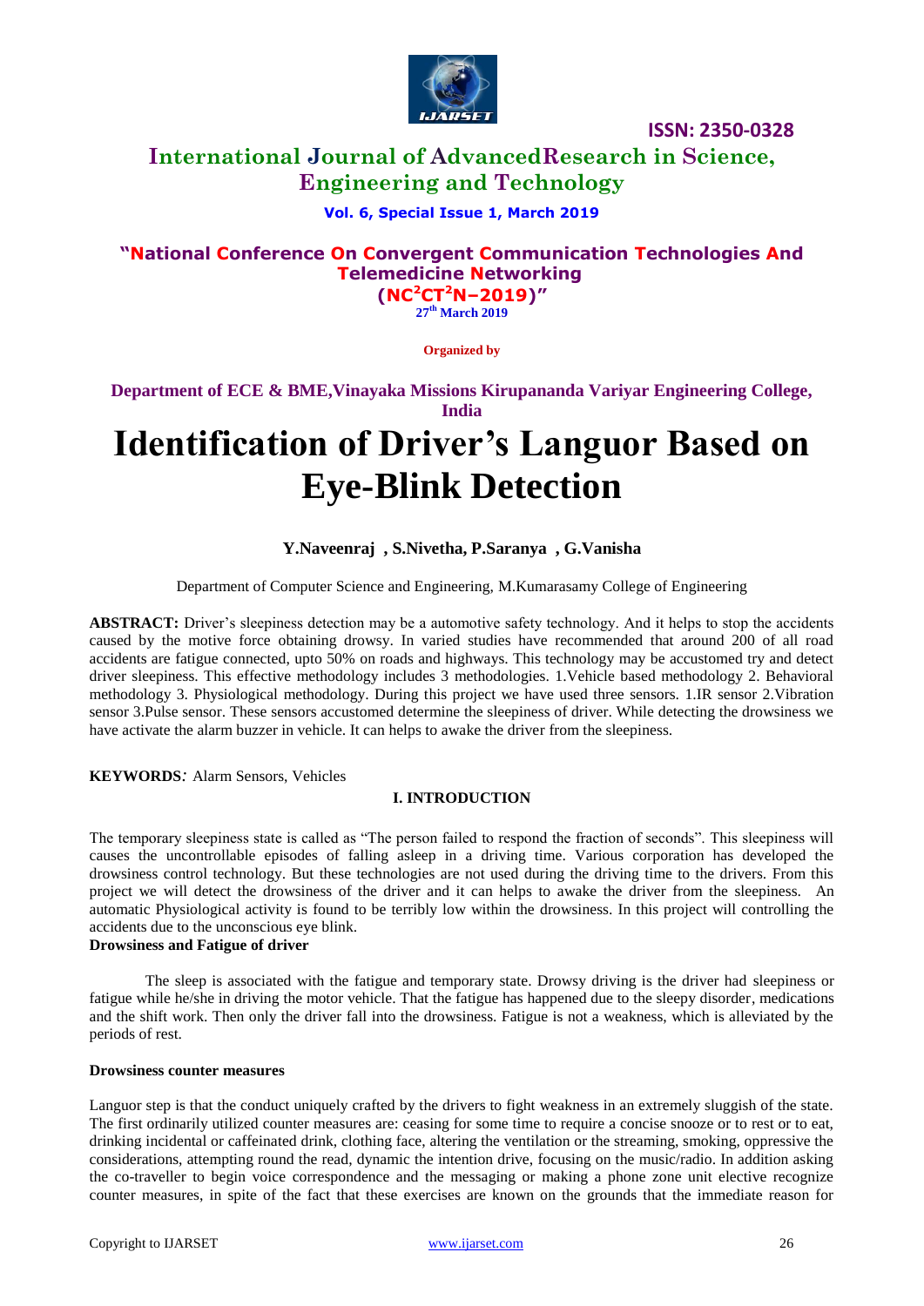# Identification of Driver's Languor Based on Eye-Blink Detection

**Y.Naveenraj , S.Nivetha, P.Saranya , G.Vanisha**

Department of Computer Science and Engineering, M.Kumarasamy College of Engineering

**ABSTRACT:** Driver's sleepiness detection may be a automotive safety technology. And it helps to stop the accidents caused by the motive force obtaining drowsy. In varied studies have recommended that around 200 of all road accidents are fatigue connected, upto 50% on roads and highways. This technology may be accustomed try and detect driver sleepiness. This effective methodology includes 3 methodologies. 1.Vehicle based methodology 2. Behavioral methodology 3. Physiological methodology. During this project we have used three sensors. 1.IR sensor 2.Vibration sensor 3.Pulse sensor. These sensors accustomed determine the sleepiness of driver. While detecting the drowsiness we have activate the alarm buzzer in vehicle. It can helps to awake the driver from the sleepiness.

**KEYWORDS***:* Alarm Sensors, Vehicles

## I. INTRODUCTION

The temporary sleepiness state is called as "The person failed to respond the fraction of seconds". This sleepiness will causes the uncontrollable episodes of falling asleep in a driving time. Various corporation has developed the drowsiness control technology. But these technologies are not used during the driving time to the drivers. From this project we will detect the drowsiness of the driver and it can helps to awake the driver from the sleepiness. An automatic Physiological activity is found to be terribly low within the drowsiness. In this project will controlling the accidents due to the unconscious eye blink.

**Drowsiness and Fatigue of driver**

The sleep is associated with the fatigue and temporary state. Drowsy driving is the driver had sleepiness or fatigue while he/she in driving the motor vehicle. That the fatigue has happened due to the sleepy disorder, medications and the shift work. Then only the driver fall into the drowsiness. Fatigue is not a weakness, which is alleviated by the periods of rest.

**Drowsiness counter measures**

Languor step is that the conduct uniquely crafted by the drivers to fight weakness in an extremely sluggish of the state. The first ordinarily utilized counter measures are: ceasing for some time to require a concise snooze or to rest or to eat, drinking incidental or caffeinated drink, clothing face, altering the ventilation or the streaming, smoking, oppressive the considerations, attempting round the read, dynamic the intention drive, focusing on the music/radio. In addition asking the co-traveller to begin voice correspondence and the messaging or making a phone zone unit elective recognize counter measures, in spite of the fact that these exercises are known on the grounds that the immediate reason for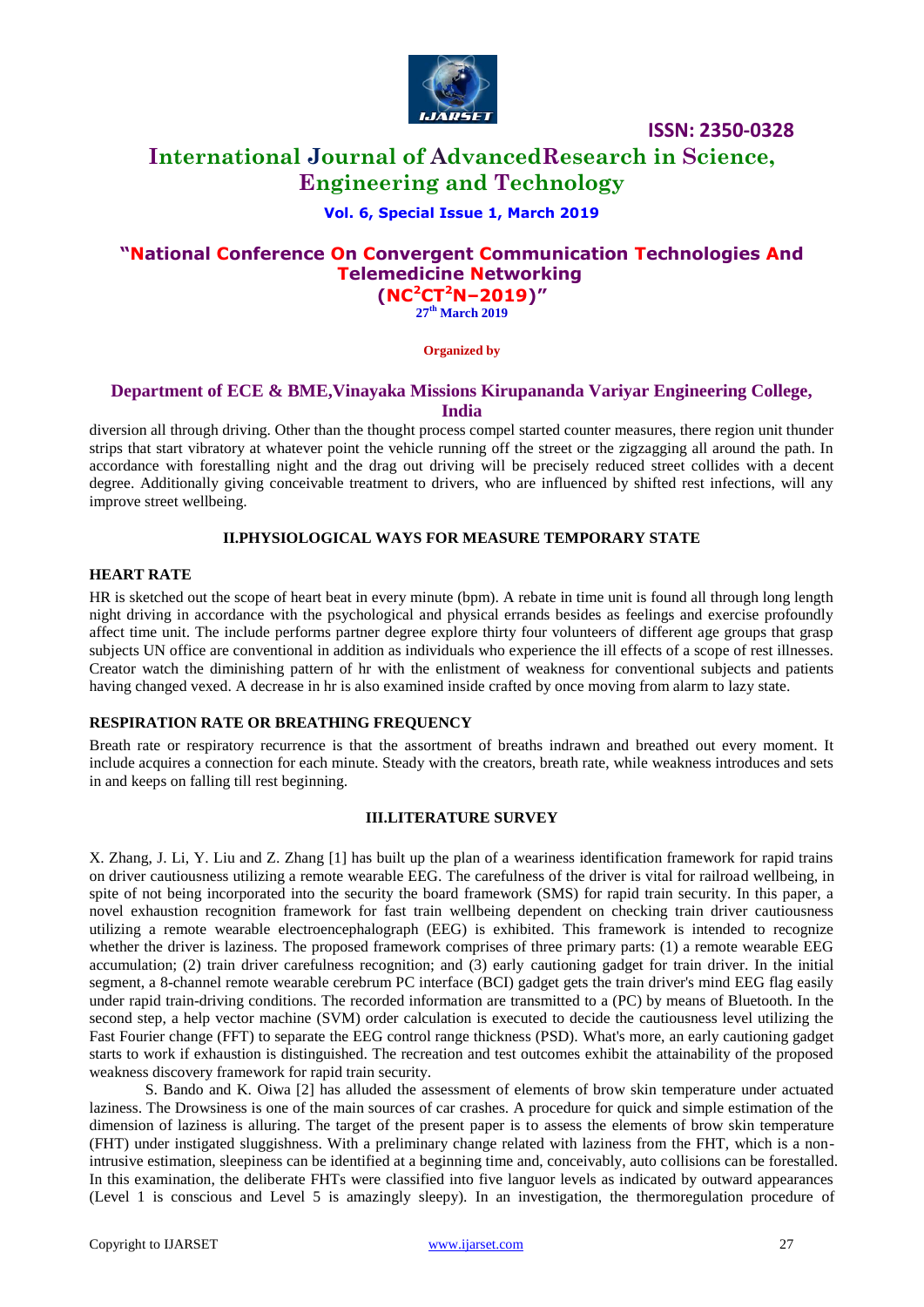diversion all through driving. Other than the thought process compel started counter measures, there region unit thunder strips that start vibratory at whatever point the vehicle running off the street or the zigzagging all around the path. In accordance with forestalling night and the drag out driving will be precisely reduced street collides with a decent degree. Additionally giving conceivable treatment to drivers, who are influenced by shifted rest infections, will any improve street wellbeing.

## II.PHYSIOLOGICAL WAYS FOR MEASURE TEMPORARY STATE

### HEART RATE

HR is sketched out the scope of heart beat in every minute (bpm). A rebate in time unit is found all through long length night driving in accordance with the psychological and physical errands besides as feelings and exercise profoundly affect time unit. The include performs partner degree explore thirty four volunteers of different age groups that grasp subjects UN office are conventional in addition as individuals who experience the ill effects of a scope of rest illnesses. Creator watch the diminishing pattern of hr with the enlistment of weakness for conventional subjects and patients having changed vexed. A decrease in hr is also examined inside crafted by once moving from alarm to lazy state.

### RESPIRATION RATE OR BREATHING FREQUENCY

Breath rate or respiratory recurrence is that the assortment of breaths indrawn and breathed out every moment. It include acquires a connection for each minute. Steady with the creators, breath rate, while weakness introduces and sets in and keeps on falling till rest beginning.

## III.LITERATURE SURVEY

X. Zhang, J. Li, Y. Liu and Z. Zhang [1] has built up the plan of a weariness identification framework for rapid trains on driver cautiousness utilizing a remote wearable EEG. The carefulness of the driver is vital for railroad wellbeing, in spite of not being incorporated into the security the board framework (SMS) for rapid train security. In this paper, a novel exhaustion recognition framework for fast train wellbeing dependent on checking train driver cautiousness utilizing a remote wearable electroencephalograph (EEG) is exhibited. This framework is intended to recognize whether the driver is laziness. The proposed framework comprises of three primary parts: (1) a remote wearable EEG accumulation; (2) train driver carefulness recognition; and (3) early cautioning gadget for train driver. In the initial segment, a 8-channel remote wearable cerebrum PC interface (BCI) gadget gets the train driver's mind EEG flag easily under rapid train-driving conditions. The recorded information are transmitted to a (PC) by means of Bluetooth. In the second step, a help vector machine (SVM) order calculation is executed to decide the cautiousness level utilizing the Fast Fourier change (FFT) to separate the EEG control range thickness (PSD). What's more, an early cautioning gadget starts to work if exhaustion is distinguished. The recreation and test outcomes exhibit the attainability of the proposed weakness discovery framework for rapid train security.

S. Bando and K. Oiwa [2] has alluded the assessment of elements of brow skin temperature under actuated laziness. The Drowsiness is one of the main sources of car crashes. A procedure for quick and simple estimation of the dimension of laziness is alluring. The target of the present paper is to assess the elements of brow skin temperature (FHT) under instigated sluggishness. With a preliminary change related with laziness from the FHT, which is a non-intrusive estimation, sleepiness can be identified at a beginning time and, conceivably, auto collisions can be forestalled. In this examination, the deliberate FHTs were classified into five languor levels as indicated by outward appearances (Level 1 is conscious and Level 5 is amazingly sleepy). In an investigation, the thermoregulation procedure of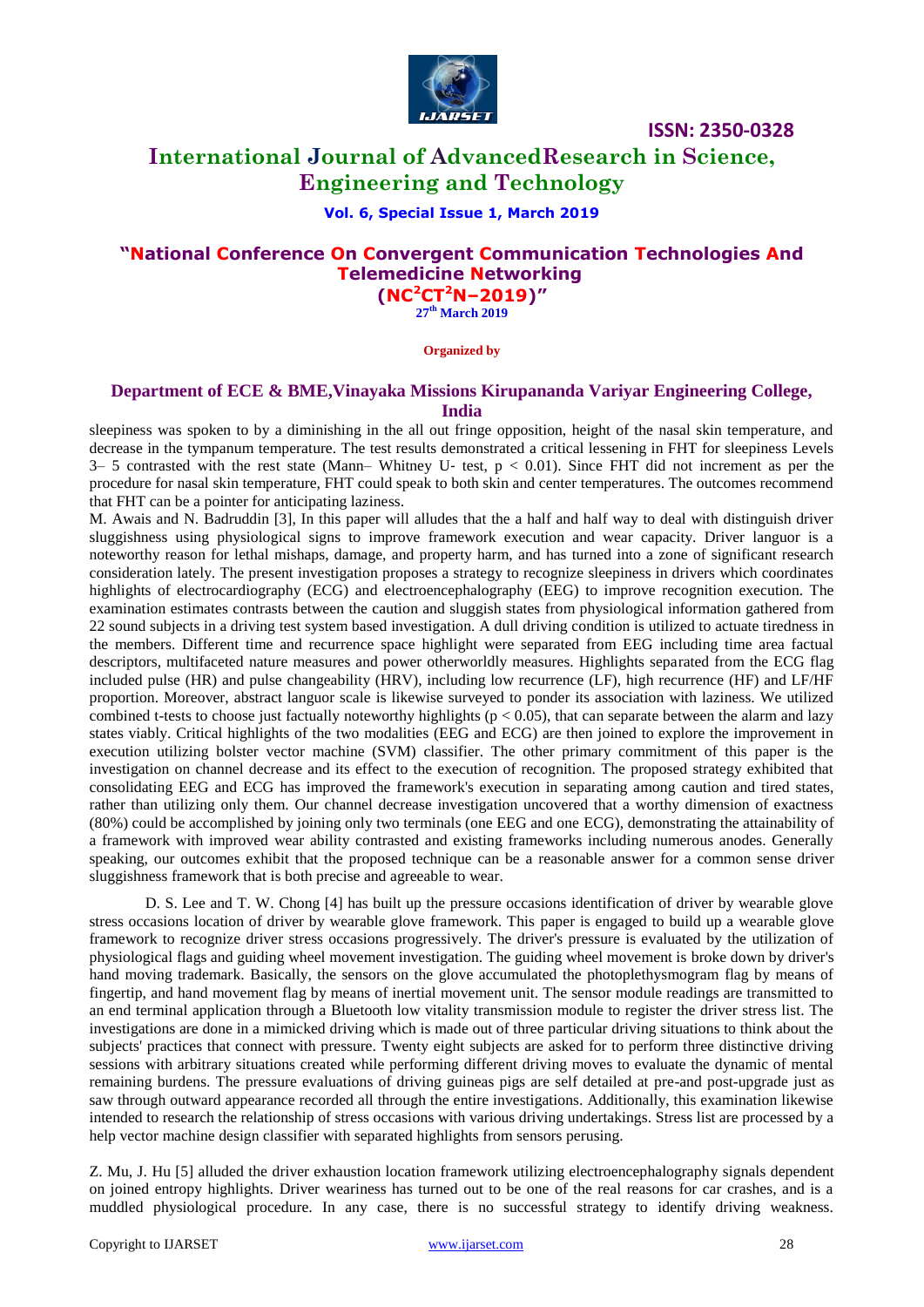sleepiness was spoken to by a diminishing in the all out fringe opposition, height of the nasal skin temperature, and decrease in the tympanum temperature. The test results demonstrated a critical lessening in FHT for sleepiness Levels 3– 5 contrasted with the rest state (Mann– Whitney U- test, $p < 0.01$). Since FHT did not increment as per the procedure for nasal skin temperature, FHT could speak to both skin and center temperatures. The outcomes recommend that FHT can be a pointer for anticipating laziness.

M. Awais and N. Badruddin [3], In this paper will alludes that the a half and half way to deal with distinguish driver sluggishness using physiological signs to improve framework execution and wear capacity. Driver languor is a noteworthy reason for lethal mishaps, damage, and property harm, and has turned into a zone of significant research consideration lately. The present investigation proposes a strategy to recognize sleepiness in drivers which coordinates highlights of electrocardiography (ECG) and electroencephalography (EEG) to improve recognition execution. The examination estimates contrasts between the caution and sluggish states from physiological information gathered from 22 sound subjects in a driving test system based investigation. A dull driving condition is utilized to actuate tiredness in the members. Different time and recurrence space highlight were separated from EEG including time area factual descriptors, multifaceted nature measures and power otherworldly measures. Highlights separated from the ECG flag included pulse (HR) and pulse changeability (HRV), including low recurrence (LF), high recurrence (HF) and LF/HF proportion. Moreover, abstract languor scale is likewise surveyed to ponder its association with laziness. We utilized combined t-tests to choose just factually noteworthy highlights ($p < 0.05$), that can separate between the alarm and lazy states viably. Critical highlights of the two modalities (EEG and ECG) are then joined to explore the improvement in execution utilizing bolster vector machine (SVM) classifier. The other primary commitment of this paper is the investigation on channel decrease and its effect to the execution of recognition. The proposed strategy exhibited that consolidating EEG and ECG has improved the framework's execution in separating among caution and tired states, rather than utilizing only them. Our channel decrease investigation uncovered that a worthy dimension of exactness (80%) could be accomplished by joining only two terminals (one EEG and one ECG), demonstrating the attainability of a framework with improved wear ability contrasted and existing frameworks including numerous anodes. Generally speaking, our outcomes exhibit that the proposed technique can be a reasonable answer for a common sense driver sluggishness framework that is both precise and agreeable to wear.

D. S. Lee and T. W. Chong [4] has built up the pressure occasions identification of driver by wearable glove stress occasions location of driver by wearable glove framework. This paper is engaged to build up a wearable glove framework to recognize driver stress occasions progressively. The driver's pressure is evaluated by the utilization of physiological flags and guiding wheel movement investigation. The guiding wheel movement is broke down by driver's hand moving trademark. Basically, the sensors on the glove accumulated the photoplethysmogram flag by means of fingertip, and hand movement flag by means of inertial movement unit. The sensor module readings are transmitted to an end terminal application through a Bluetooth low vitality transmission module to register the driver stress list. The investigations are done in a mimicked driving which is made out of three particular driving situations to think about the subjects' practices that connect with pressure. Twenty eight subjects are asked for to perform three distinctive driving sessions with arbitrary situations created while performing different driving moves to evaluate the dynamic of mental remaining burdens. The pressure evaluations of driving guineas pigs are self detailed at pre-and post-upgrade just as saw through outward appearance recorded all through the entire investigations. Additionally, this examination likewise intended to research the relationship of stress occasions with various driving undertakings. Stress list are processed by a help vector machine design classifier with separated highlights from sensors perusing.

Z. Mu, J. Hu [5] alluded the driver exhaustion location framework utilizing electroencephalography signals dependent on joined entropy highlights. Driver weariness has turned out to be one of the real reasons for car crashes, and is a muddled physiological procedure. In any case, there is no successful strategy to identify driving weakness.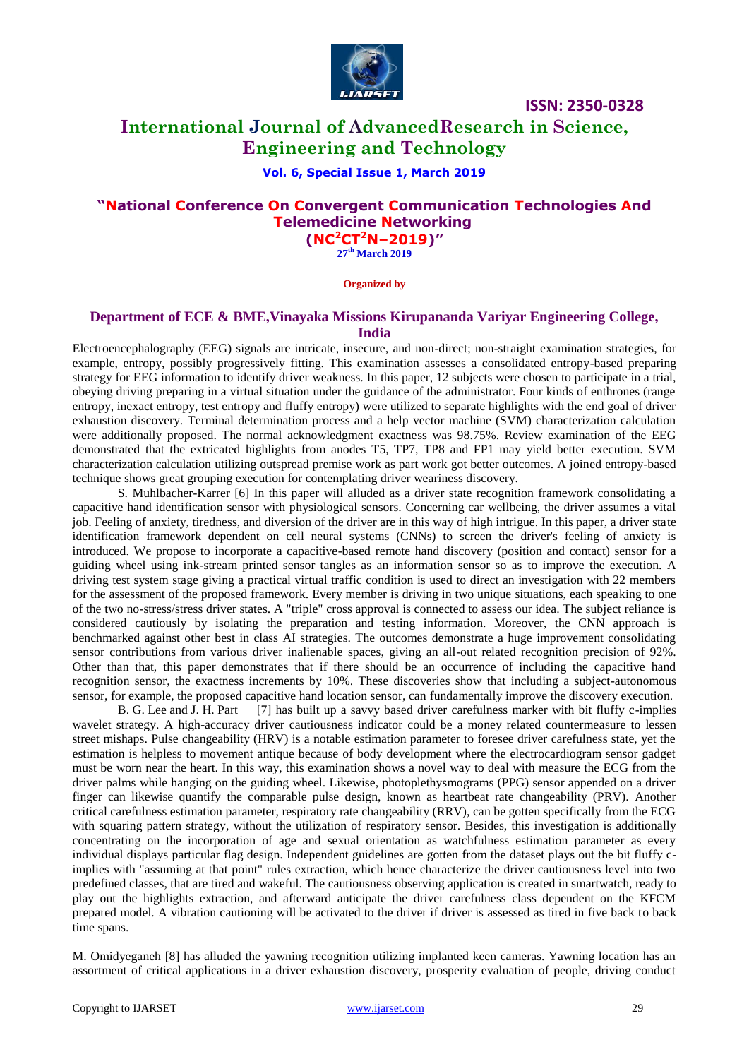Electroencephalography (EEG) signals are intricate, insecure, and non-direct; non-straight examination strategies, for example, entropy, possibly progressively fitting. This examination assesses a consolidated entropy-based preparing strategy for EEG information to identify driver weakness. In this paper, 12 subjects were chosen to participate in a trial, obeying driving preparing in a virtual situation under the guidance of the administrator. Four kinds of enthrones (range entropy, inexact entropy, test entropy and fluffy entropy) were utilized to separate highlights with the end goal of driver exhaustion discovery. Terminal determination process and a help vector machine (SVM) characterization calculation were additionally proposed. The normal acknowledgment exactness was 98.75%. Review examination of the EEG demonstrated that the extricated highlights from anodes T5, TP7, TP8 and FP1 may yield better execution. SVM characterization calculation utilizing outspread premise work as part work got better outcomes. A joined entropy-based technique shows great grouping execution for contemplating driver weariness discovery.

S. Muhlbacher-Karrer [6] In this paper will alluded as a driver state recognition framework consolidating a capacitive hand identification sensor with physiological sensors. Concerning car wellbeing, the driver assumes a vital job. Feeling of anxiety, tiredness, and diversion of the driver are in this way of high intrigue. In this paper, a driver state identification framework dependent on cell neural systems (CNNs) to screen the driver's feeling of anxiety is introduced. We propose to incorporate a capacitive-based remote hand discovery (position and contact) sensor for a guiding wheel using ink-stream printed sensor tangles as an information sensor so as to improve the execution. A driving test system stage giving a practical virtual traffic condition is used to direct an investigation with 22 members for the assessment of the proposed framework. Every member is driving in two unique situations, each speaking to one of the two no-stress/stress driver states. A "triple" cross approval is connected to assess our idea. The subject reliance is considered cautiously by isolating the preparation and testing information. Moreover, the CNN approach is benchmarked against other best in class AI strategies. The outcomes demonstrate a huge improvement consolidating sensor contributions from various driver inalienable spaces, giving an all-out related recognition precision of 92%. Other than that, this paper demonstrates that if there should be an occurrence of including the capacitive hand recognition sensor, the exactness increments by 10%. These discoveries show that including a subject-autonomous sensor, for example, the proposed capacitive hand location sensor, can fundamentally improve the discovery execution.

B. G. Lee and J. H. Part [7] has built up a savvy based driver carefulness marker with bit fluffy c-implies wavelet strategy. A high-accuracy driver cautiousness indicator could be a money related countermeasure to lessen street mishaps. Pulse changeability (HRV) is a notable estimation parameter to foresee driver carefulness state, yet the estimation is helpless to movement antique because of body development where the electrocardiogram sensor gadget must be worn near the heart. In this way, this examination shows a novel way to deal with measure the ECG from the driver palms while hanging on the guiding wheel. Likewise, photoplethysmograms (PPG) sensor appended on a driver finger can likewise quantify the comparable pulse design, known as heartbeat rate changeability (PRV). Another critical carefulness estimation parameter, respiratory rate changeability (RRV), can be gotten specifically from the ECG with squaring pattern strategy, without the utilization of respiratory sensor. Besides, this investigation is additionally concentrating on the incorporation of age and sexual orientation as watchfulness estimation parameter as every individual displays particular flag design. Independent guidelines are gotten from the dataset plays out the bit fluffy c-implies with "assuming at that point" rules extraction, which hence characterize the driver cautiousness level into two predefined classes, that are tired and wakeful. The cautiousness observing application is created in smartwatch, ready to play out the highlights extraction, and afterward anticipate the driver carefulness class dependent on the KFCM prepared model. A vibration cautioning will be activated to the driver if driver is assessed as tired in five back to back time spans.

M. Omidyeganeh [8] has alluded the yawning recognition utilizing implanted keen cameras. Yawning location has an assortment of critical applications in a driver exhaustion discovery, prosperity evaluation of people, driving conduct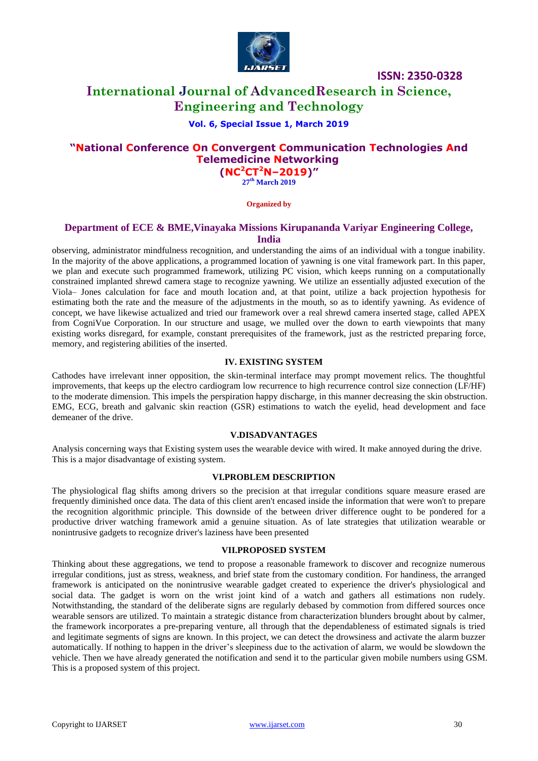observing, administrator mindfulness recognition, and understanding the aims of an individual with a tongue inability. In the majority of the above applications, a programmed location of yawning is one vital framework part. In this paper, we plan and execute such programmed framework, utilizing PC vision, which keeps running on a computationally constrained implanted shrewd camera stage to recognize yawning. We utilize an essentially adjusted execution of the Viola– Jones calculation for face and mouth location and, at that point, utilize a back projection hypothesis for estimating both the rate and the measure of the adjustments in the mouth, so as to identify yawning. As evidence of concept, we have likewise actualized and tried our framework over a real shrewd camera inserted stage, called APEX from CogniVue Corporation. In our structure and usage, we mulled over the down to earth viewpoints that many existing works disregard, for example, constant prerequisites of the framework, just as the restricted preparing force, memory, and registering abilities of the inserted.

## IV. EXISTING SYSTEM

Cathodes have irrelevant inner opposition, the skin-terminal interface may prompt movement relics. The thoughtful improvements, that keeps up the electro cardiogram low recurrence to high recurrence control size connection (LF/HF) to the moderate dimension. This impels the perspiration happy discharge, in this manner decreasing the skin obstruction. EMG, ECG, breath and galvanic skin reaction (GSR) estimations to watch the eyelid, head development and face demeaner of the drive.

## V.DISADVANTAGES

Analysis concerning ways that Existing system uses the wearable device with wired. It make annoyed during the drive. This is a major disadvantage of existing system.

## VI.PROBLEM DESCRIPTION

The physiological flag shifts among drivers so the precision at that irregular conditions square measure erased are frequently diminished once data. The data of this client aren't encased inside the information that were won't to prepare the recognition algorithmic principle. This downside of the between driver difference ought to be pondered for a productive driver watching framework amid a genuine situation. As of late strategies that utilization wearable or nonintrusive gadgets to recognize driver's laziness have been presented

## VII.PROPOSED SYSTEM

Thinking about these aggregations, we tend to propose a reasonable framework to discover and recognize numerous irregular conditions, just as stress, weakness, and brief state from the customary condition. For handiness, the arranged framework is anticipated on the nonintrusive wearable gadget created to experience the driver's physiological and social data. The gadget is worn on the wrist joint kind of a watch and gathers all estimations non rudely. Notwithstanding, the standard of the deliberate signs are regularly debased by commotion from differed sources once wearable sensors are utilized. To maintain a strategic distance from characterization blunders brought about by calmer, the framework incorporates a pre-preparing venture, all through that the dependableness of estimated signals is tried and legitimate segments of signs are known. In this project, we can detect the drowsiness and activate the alarm buzzer automatically. If nothing to happen in the driver's sleepiness due to the activation of alarm, we would be slowdown the vehicle. Then we have already generated the notification and send it to the particular given mobile numbers using GSM. This is a proposed system of this project.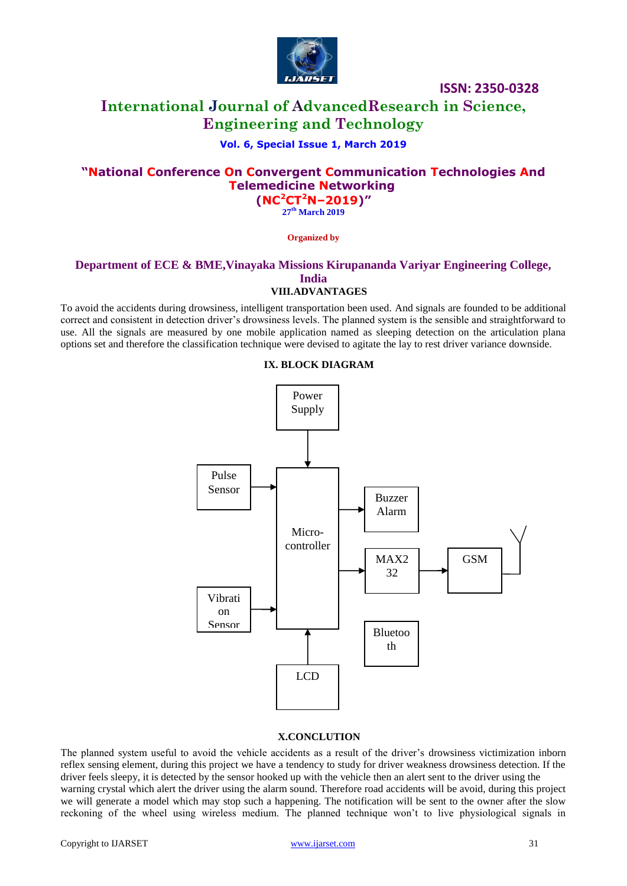## VIII.ADVANTAGES

To avoid the accidents during drowsiness, intelligent transportation been used. And signals are founded to be additional correct and consistent in detection driver's drowsiness levels. The planned system is the sensible and straightforward to use. All the signals are measured by one mobile application named as sleeping detection on the articulation plana options set and therefore the classification technique were devised to agitate the lay to rest driver variance downside.

## IX. BLOCK DIAGRAM

Power Supply

Pulse Sensor

Micro-controller

Buzzer Alarm

MAX232

GSM

Vibration Sensor

Bluetooth

LCD

## X.CONCLUTION

The planned system useful to avoid the vehicle accidents as a result of the driver's drowsiness victimization inborn reflex sensing element, during this project we have a tendency to study for driver weakness drowsiness detection. If the driver feels sleepy, it is detected by the sensor hooked up with the vehicle then an alert sent to the driver using the warning crystal which alert the driver using the alarm sound. Therefore road accidents will be avoid, during this project we will generate a model which may stop such a happening. The notification will be sent to the owner after the slow reckoning of the wheel using wireless medium. The planned technique won't to live physiological signals in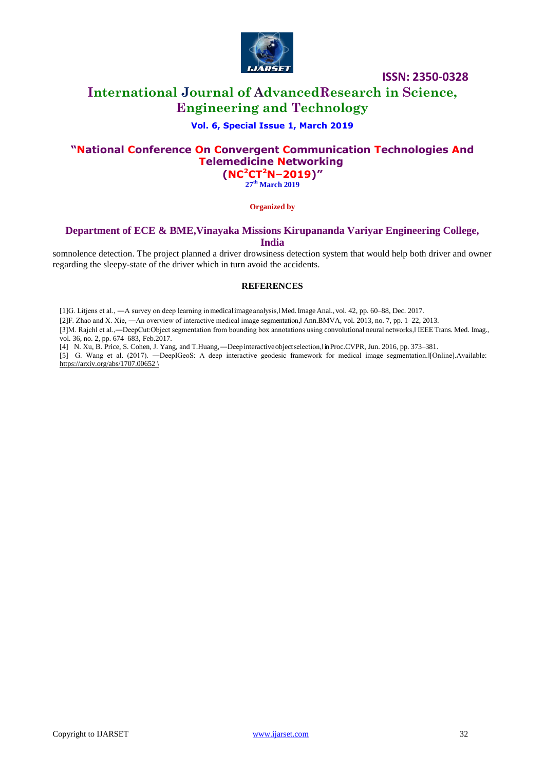somnolence detection. The project planned a driver drowsiness detection system that would help both driver and owner regarding the sleepy-state of the driver which in turn avoid the accidents.

## REFERENCES

[1]G. Litjens et al., ―A survey on deep learning in medical image analysis,‖ Med. Image Anal., vol. 42, pp. 60–88, Dec. 2017.

[2]F. Zhao and X. Xie, ―An overview of interactive medical image segmentation,‖ Ann.BMVA, vol. 2013, no. 7, pp. 1–22, 2013.

[3]M. Rajchl et al.,―DeepCut:Object segmentation from bounding box annotations using convolutional neural networks,‖ IEEE Trans. Med. Imag., vol. 36, no. 2, pp. 674–683, Feb.2017.

[4] N. Xu, B. Price, S. Cohen, J. Yang, and T.Huang, ―Deep interactive object selection,‖ in Proc.CVPR, Jun. 2016, pp. 373–381.

[5] G. Wang et al. (2017). ―DeepIGeoS: A deep interactive geodesic framework for medical image segmentation.‖[Online].Available: https://arxiv.org/abs/1707.00652 \